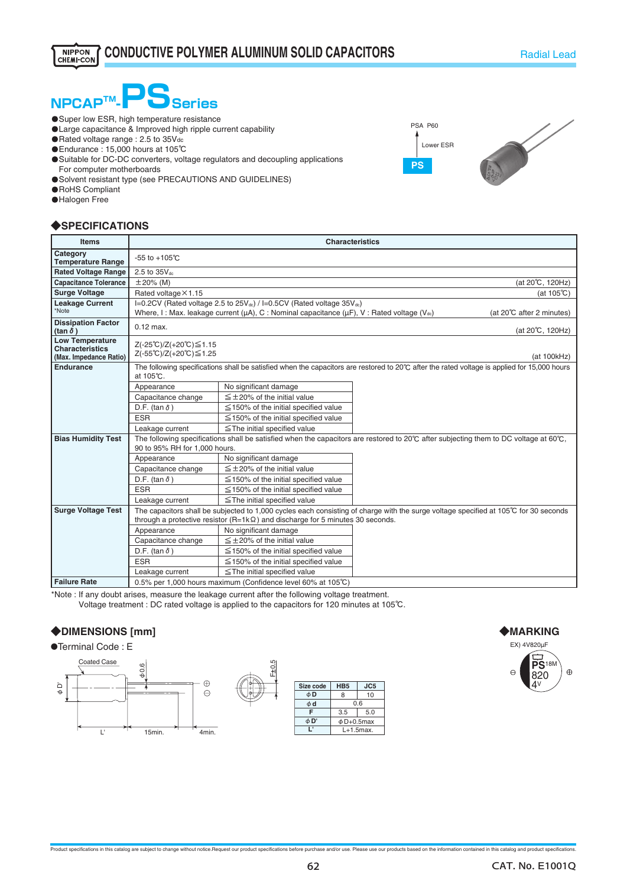NIPPON CHEMI-CON

# CONDUCTIVE POLYMER ALUMINUM SOLID CAPACITORS

Radial Lead

## NPCAP™-PS Series

- Super low ESR, high temperature resistance
- Large capacitance & Improved high ripple current capability
- Rated voltage range : 2.5 to 35Vdc
- Endurance : 15,000 hours at 105℃
- Suitable for DC-DC converters, voltage regulators and decoupling applications
  For computer motherboards
- Solvent resistant type (see PRECAUTIONS AND GUIDELINES)
- RoHS Compliant
- Halogen Free

PSA P60

↑ Lower ESR

PS

## ◆SPECIFICATIONS

| Items | Characteristics | |
|---|---|---|
| Category Temperature Range | -55 to +105℃ | |
| Rated Voltage Range | 2.5 to 35Vdc | |
| Capacitance Tolerance | ±20% (M) | (at 20℃, 120Hz) |
| Surge Voltage | Rated voltage×1.15 | (at 105℃) |
| Leakage Current *Note | I=0.2CV (Rated voltage 2.5 to 25Vdc) / I=0.5CV (Rated voltage 35Vdc)<br>Where, I : Max. leakage current (μA), C : Nominal capacitance (μF), V : Rated voltage (Vdc) | (at 20℃ after 2 minutes) |
| Dissipation Factor (tan δ) | 0.12 max. | (at 20℃, 120Hz) |
| Low Temperature Characteristics (Max. Impedance Ratio) | Z(-25℃)/Z(+20℃)≦1.15<br>Z(-55℃)/Z(+20℃)≦1.25 | (at 100kHz) |
| Endurance | The following specifications shall be satisfied when the capacitors are restored to 20℃ after the rated voltage is applied for 15,000 hours at 105℃.<br>Appearance: No significant damage<br>Capacitance change: ≦±20% of the initial value<br>D.F. (tan δ): ≦150% of the initial specified value<br>ESR: ≦150% of the initial specified value<br>Leakage current: ≦The initial specified value | |
| Bias Humidity Test | The following specifications shall be satisfied when the capacitors are restored to 20℃ after subjecting them to DC voltage at 60℃, 90 to 95% RH for 1,000 hours.<br>Appearance: No significant damage<br>Capacitance change: ≦±20% of the initial value<br>D.F. (tan δ): ≦150% of the initial specified value<br>ESR: ≦150% of the initial specified value<br>Leakage current: ≦The initial specified value | |
| Surge Voltage Test | The capacitors shall be subjected to 1,000 cycles each consisting of charge with the surge voltage specified at 105℃ for 30 seconds through a protective resistor (R=1kΩ) and discharge for 5 minutes 30 seconds.<br>Appearance: No significant damage<br>Capacitance change: ≦±20% of the initial value<br>D.F. (tan δ): ≦150% of the initial specified value<br>ESR: ≦150% of the initial specified value<br>Leakage current: ≦The initial specified value | |
| Failure Rate | 0.5% per 1,000 hours maximum (Confidence level 60% at 105℃) | |

*Note : If any doubt arises, measure the leakage current after the following voltage treatment.
Voltage treatment : DC rated voltage is applied to the capacitors for 120 minutes at 105℃.

## ◆DIMENSIONS [mm]

●Terminal Code : E

Coated Case, φD', φ0.6, L', 15min., 4min., F±0.5

| Size code | HB5 | JC5 |
|---|---|---|
| φD | 8 | 10 |
| φd | 0.6 | |
| F | 3.5 | 5.0 |
| φD' | φD+0.5max | |
| L' | L+1.5max. | |

## ◆MARKING

EX) 4V820μF

PS 18M
820
4V

Product specifications in this catalog are subject to change without notice.Request our product specifications before purchase and/or use. Please use our products based on the information contained in this catalog and product specifications.

CAT. No. E1001Q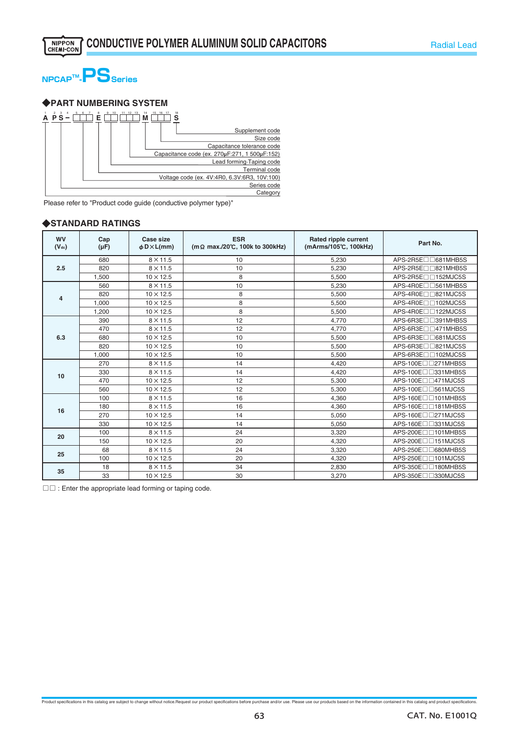# CONDUCTIVE POLYMER ALUMINUM SOLID CAPACITORS

Radial Lead

## NPCAP™-PS Series

### ◆PART NUMBERING SYSTEM

```
1 2 3 4  5 6 7  8  9 10  11 12 13  14  15 16 17  18
A P S –  □□□    E  □□    □□□       M   □□□       S
```

- 1: Category
- 2–3: Series code
- 5–7: Voltage code (ex. 4V:4R0, 6.3V:6R3, 10V:100)
- 8: Terminal code
- 9–10: Lead forming·Taping code
- 11–13: Capacitance code (ex. 270μF:271, 1 500μF:152)
- 14: Capacitance tolerance code
- 15–17: Size code
- 18: Supplement code

Please refer to "Product code guide (conductive polymer type)"

### ◆STANDARD RATINGS

| WV ($V_{dc}$) | Cap (μF) | Case size ϕD×L(mm) | ESR (mΩ max./20℃, 100k to 300kHz) | Rated ripple current (mArms/105℃, 100kHz) | Part No. |
|---|---|---|---|---|---|
| 2.5 | 680 | 8×11.5 | 10 | 5,230 | APS-2R5E□□681MHB5S |
| | 820 | 8×11.5 | 10 | 5,230 | APS-2R5E□□821MHB5S |
| | 1,500 | 10×12.5 | 8 | 5,500 | APS-2R5E□□152MJC5S |
| 4 | 560 | 8×11.5 | 10 | 5,230 | APS-4R0E□□561MHB5S |
| | 820 | 10×12.5 | 8 | 5,500 | APS-4R0E□□821MJC5S |
| | 1,000 | 10×12.5 | 8 | 5,500 | APS-4R0E□□102MJC5S |
| | 1,200 | 10×12.5 | 8 | 5,500 | APS-4R0E□□122MJC5S |
| 6.3 | 390 | 8×11.5 | 12 | 4,770 | APS-6R3E□□391MHB5S |
| | 470 | 8×11.5 | 12 | 4,770 | APS-6R3E□□471MHB5S |
| | 680 | 10×12.5 | 10 | 5,500 | APS-6R3E□□681MJC5S |
| | 820 | 10×12.5 | 10 | 5,500 | APS-6R3E□□821MJC5S |
| | 1,000 | 10×12.5 | 10 | 5,500 | APS-6R3E□□102MJC5S |
| 10 | 270 | 8×11.5 | 14 | 4,420 | APS-100E□□271MHB5S |
| | 330 | 8×11.5 | 14 | 4,420 | APS-100E□□331MHB5S |
| | 470 | 10×12.5 | 12 | 5,300 | APS-100E□□471MJC5S |
| | 560 | 10×12.5 | 12 | 5,300 | APS-100E□□561MJC5S |
| 16 | 100 | 8×11.5 | 16 | 4,360 | APS-160E□□101MHB5S |
| | 180 | 8×11.5 | 16 | 4,360 | APS-160E□□181MHB5S |
| | 270 | 10×12.5 | 14 | 5,050 | APS-160E□□271MJC5S |
| | 330 | 10×12.5 | 14 | 5,050 | APS-160E□□331MJC5S |
| 20 | 100 | 8×11.5 | 24 | 3,320 | APS-200E□□101MHB5S |
| | 150 | 10×12.5 | 20 | 4,320 | APS-200E□□151MJC5S |
| 25 | 68 | 8×11.5 | 24 | 3,320 | APS-250E□□680MHB5S |
| | 100 | 10×12.5 | 20 | 4,320 | APS-250E□□101MJC5S |
| 35 | 18 | 8×11.5 | 34 | 2,830 | APS-350E□□180MHB5S |
| | 33 | 10×12.5 | 30 | 3,270 | APS-350E□□330MJC5S |

□□ : Enter the appropriate lead forming or taping code.

Product specifications in this catalog are subject to change without notice.Request our product specifications before purchase and/or use. Please use our products based on the information contained in this catalog and product specifications.